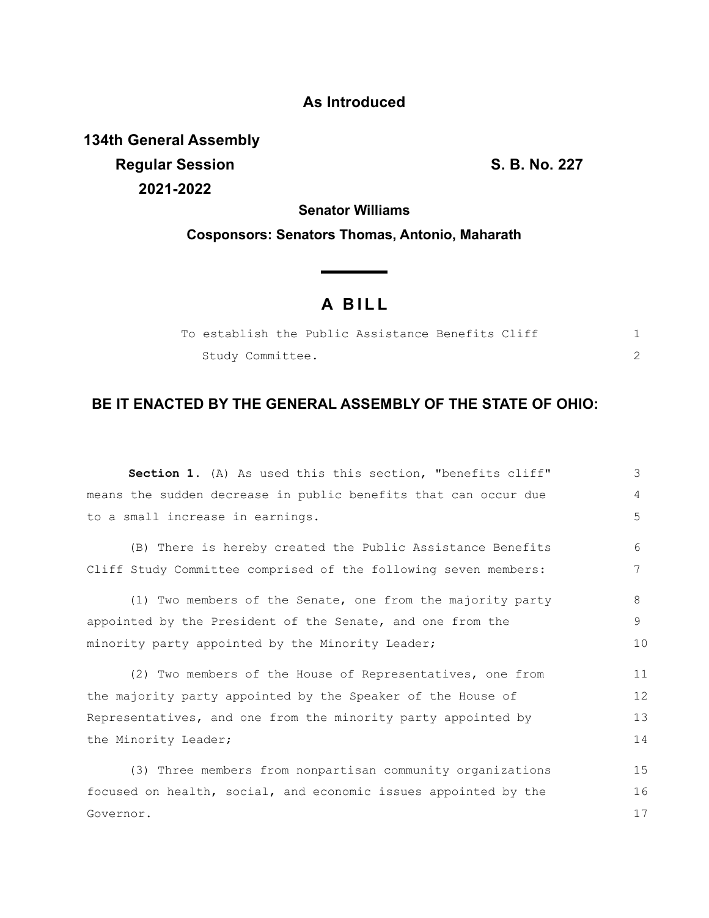**As Introduced**

**134th General Assembly**
**Regular Session**
**2021-2022**

**S. B. No. 227**

**Senator Williams**

**Cosponsors: Senators Thomas, Antonio, Maharath**

# A BILL

To establish the Public Assistance Benefits Cliff Study Committee.

## BE IT ENACTED BY THE GENERAL ASSEMBLY OF THE STATE OF OHIO:

**Section 1.** (A) As used this this section, "benefits cliff" means the sudden decrease in public benefits that can occur due to a small increase in earnings.

(B) There is hereby created the Public Assistance Benefits Cliff Study Committee comprised of the following seven members:

(1) Two members of the Senate, one from the majority party appointed by the President of the Senate, and one from the minority party appointed by the Minority Leader;

(2) Two members of the House of Representatives, one from the majority party appointed by the Speaker of the House of Representatives, and one from the minority party appointed by the Minority Leader;

(3) Three members from nonpartisan community organizations focused on health, social, and economic issues appointed by the Governor.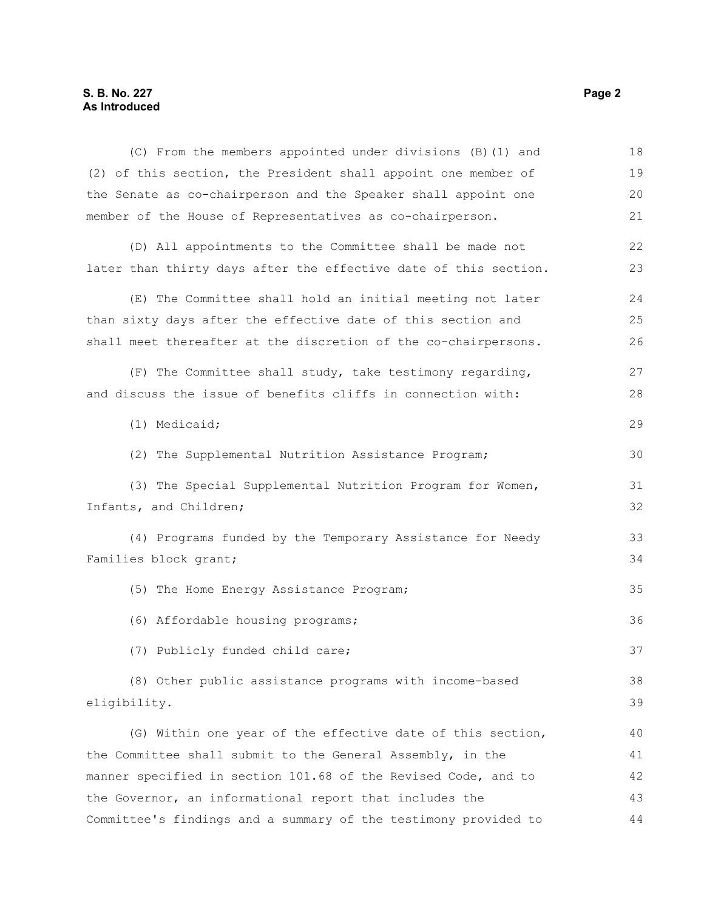(C) From the members appointed under divisions (B)(1) and (2) of this section, the President shall appoint one member of the Senate as co-chairperson and the Speaker shall appoint one member of the House of Representatives as co-chairperson.

(D) All appointments to the Committee shall be made not later than thirty days after the effective date of this section.

(E) The Committee shall hold an initial meeting not later than sixty days after the effective date of this section and shall meet thereafter at the discretion of the co-chairpersons.

(F) The Committee shall study, take testimony regarding, and discuss the issue of benefits cliffs in connection with:

(1) Medicaid;

(2) The Supplemental Nutrition Assistance Program;

(3) The Special Supplemental Nutrition Program for Women, Infants, and Children;

(4) Programs funded by the Temporary Assistance for Needy Families block grant;

(5) The Home Energy Assistance Program;

(6) Affordable housing programs;

(7) Publicly funded child care;

(8) Other public assistance programs with income-based eligibility.

(G) Within one year of the effective date of this section, the Committee shall submit to the General Assembly, in the manner specified in section 101.68 of the Revised Code, and to the Governor, an informational report that includes the Committee's findings and a summary of the testimony provided to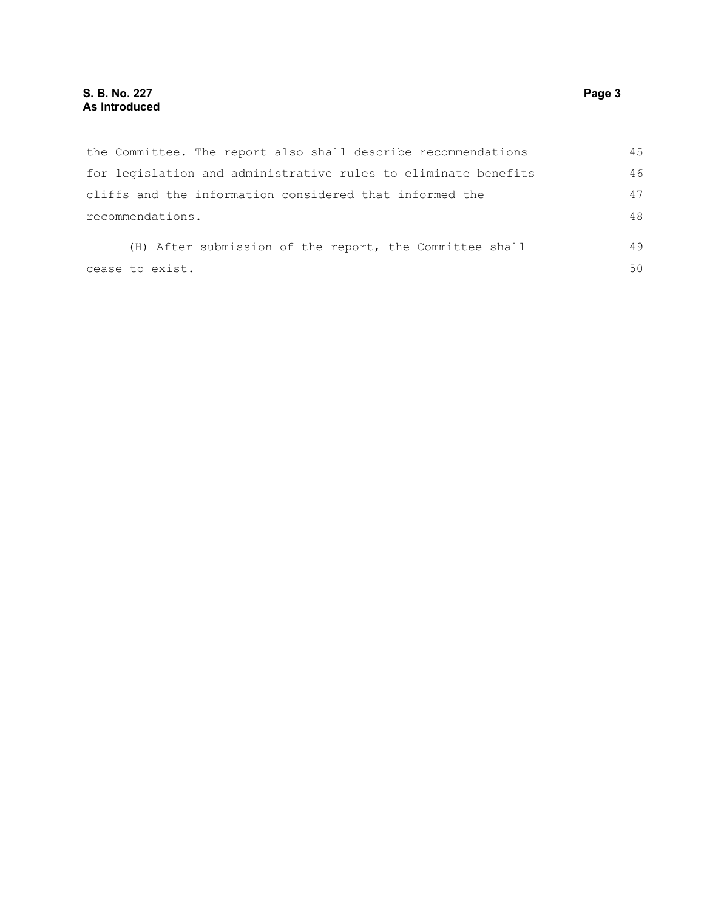the Committee. The report also shall describe recommendations for legislation and administrative rules to eliminate benefits cliffs and the information considered that informed the recommendations.

(H) After submission of the report, the Committee shall cease to exist.